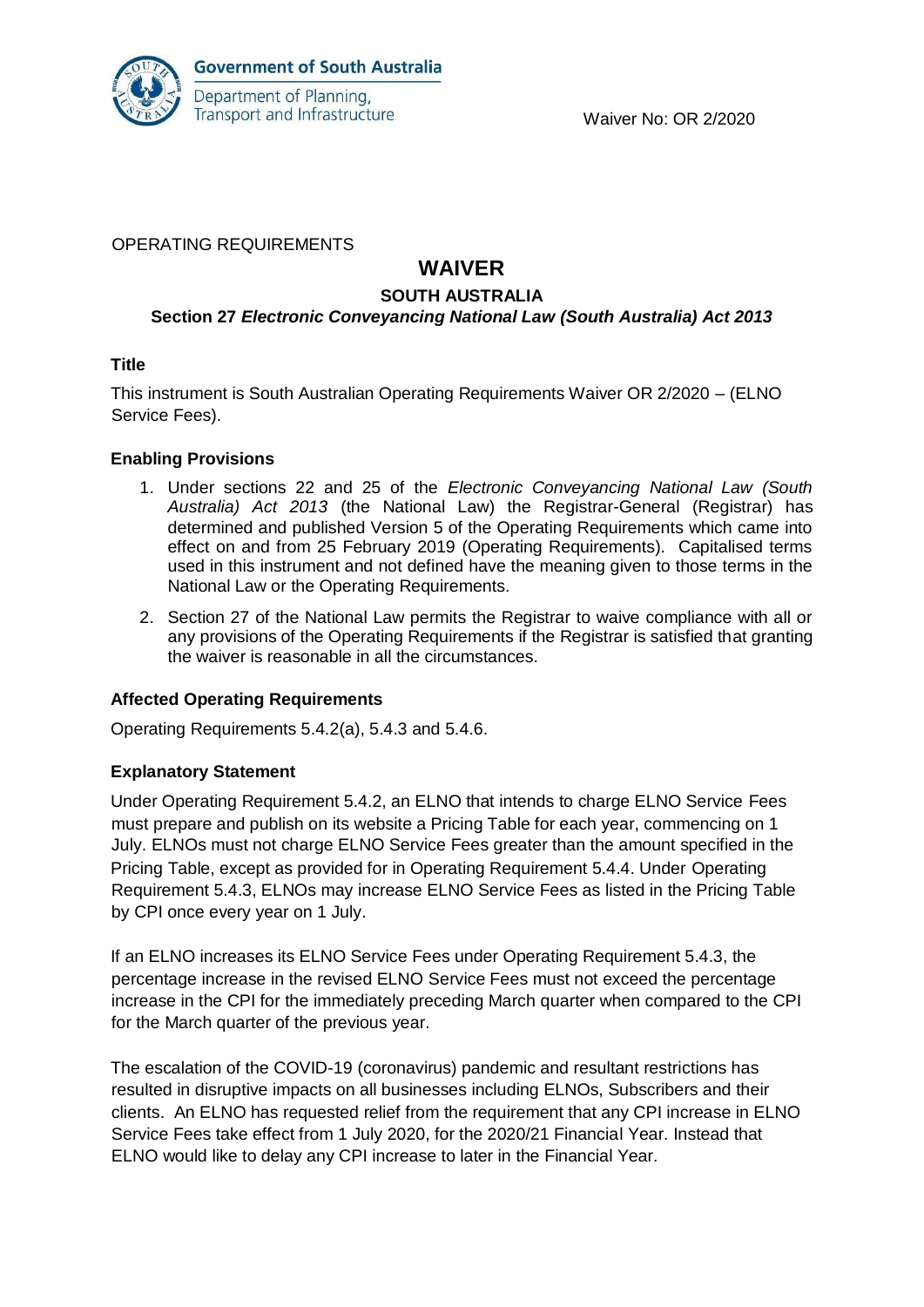Government of South Australia

Department of Planning, Transport and Infrastructure

Waiver No: OR 2/2020

OPERATING REQUIREMENTS

# WAIVER

## SOUTH AUSTRALIA

### Section 27 *Electronic Conveyancing National Law (South Australia) Act 2013*

**Title**

This instrument is South Australian Operating Requirements Waiver OR 2/2020 – (ELNO Service Fees).

**Enabling Provisions**

1. Under sections 22 and 25 of the *Electronic Conveyancing National Law (South Australia) Act 2013* (the National Law) the Registrar-General (Registrar) has determined and published Version 5 of the Operating Requirements which came into effect on and from 25 February 2019 (Operating Requirements). Capitalised terms used in this instrument and not defined have the meaning given to those terms in the National Law or the Operating Requirements.
2. Section 27 of the National Law permits the Registrar to waive compliance with all or any provisions of the Operating Requirements if the Registrar is satisfied that granting the waiver is reasonable in all the circumstances.

**Affected Operating Requirements**

Operating Requirements 5.4.2(a), 5.4.3 and 5.4.6.

**Explanatory Statement**

Under Operating Requirement 5.4.2, an ELNO that intends to charge ELNO Service Fees must prepare and publish on its website a Pricing Table for each year, commencing on 1 July. ELNOs must not charge ELNO Service Fees greater than the amount specified in the Pricing Table, except as provided for in Operating Requirement 5.4.4. Under Operating Requirement 5.4.3, ELNOs may increase ELNO Service Fees as listed in the Pricing Table by CPI once every year on 1 July.

If an ELNO increases its ELNO Service Fees under Operating Requirement 5.4.3, the percentage increase in the revised ELNO Service Fees must not exceed the percentage increase in the CPI for the immediately preceding March quarter when compared to the CPI for the March quarter of the previous year.

The escalation of the COVID-19 (coronavirus) pandemic and resultant restrictions has resulted in disruptive impacts on all businesses including ELNOs, Subscribers and their clients. An ELNO has requested relief from the requirement that any CPI increase in ELNO Service Fees take effect from 1 July 2020, for the 2020/21 Financial Year. Instead that ELNO would like to delay any CPI increase to later in the Financial Year.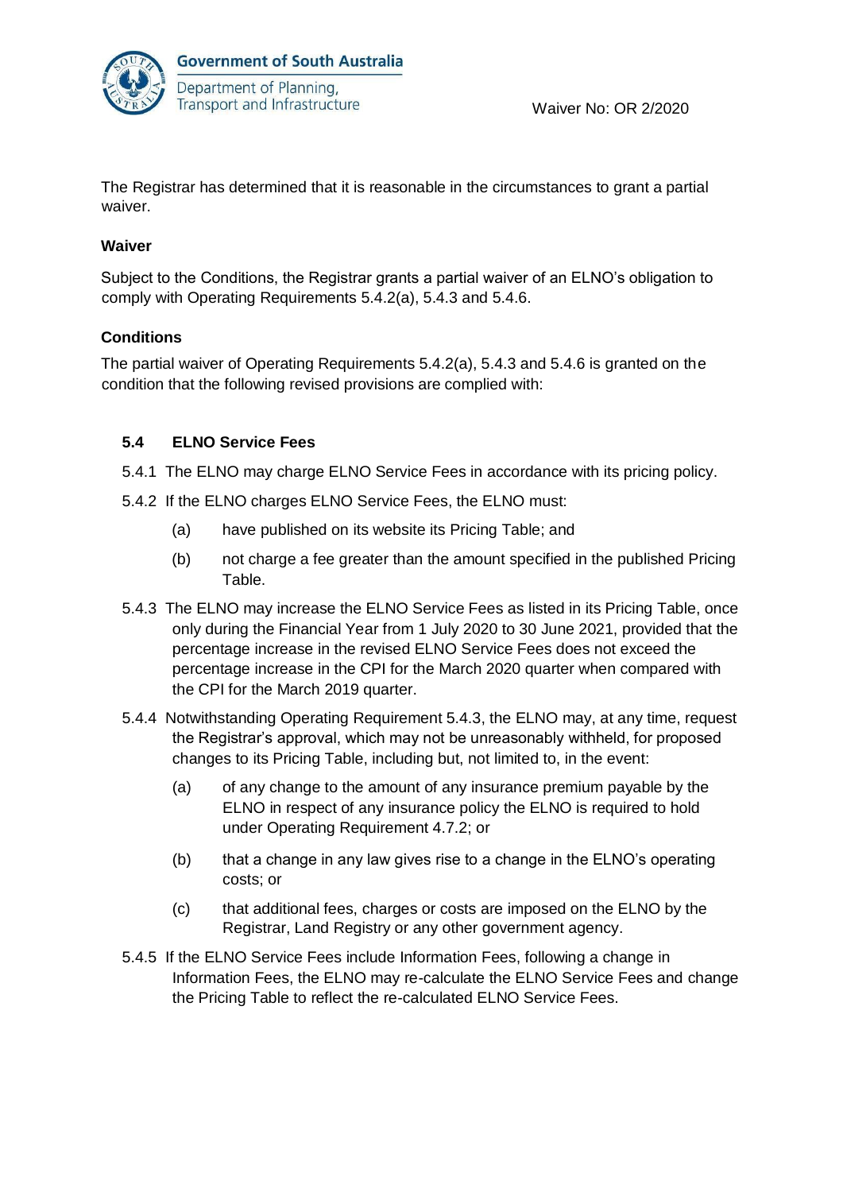The Registrar has determined that it is reasonable in the circumstances to grant a partial waiver.

**Waiver**

Subject to the Conditions, the Registrar grants a partial waiver of an ELNO's obligation to comply with Operating Requirements 5.4.2(a), 5.4.3 and 5.4.6.

**Conditions**

The partial waiver of Operating Requirements 5.4.2(a), 5.4.3 and 5.4.6 is granted on the condition that the following revised provisions are complied with:

**5.4 ELNO Service Fees**

5.4.1 The ELNO may charge ELNO Service Fees in accordance with its pricing policy.

5.4.2 If the ELNO charges ELNO Service Fees, the ELNO must:

- (a) have published on its website its Pricing Table; and
- (b) not charge a fee greater than the amount specified in the published Pricing Table.

5.4.3 The ELNO may increase the ELNO Service Fees as listed in its Pricing Table, once only during the Financial Year from 1 July 2020 to 30 June 2021, provided that the percentage increase in the revised ELNO Service Fees does not exceed the percentage increase in the CPI for the March 2020 quarter when compared with the CPI for the March 2019 quarter.

5.4.4 Notwithstanding Operating Requirement 5.4.3, the ELNO may, at any time, request the Registrar's approval, which may not be unreasonably withheld, for proposed changes to its Pricing Table, including but, not limited to, in the event:

- (a) of any change to the amount of any insurance premium payable by the ELNO in respect of any insurance policy the ELNO is required to hold under Operating Requirement 4.7.2; or
- (b) that a change in any law gives rise to a change in the ELNO's operating costs; or
- (c) that additional fees, charges or costs are imposed on the ELNO by the Registrar, Land Registry or any other government agency.

5.4.5 If the ELNO Service Fees include Information Fees, following a change in Information Fees, the ELNO may re-calculate the ELNO Service Fees and change the Pricing Table to reflect the re-calculated ELNO Service Fees.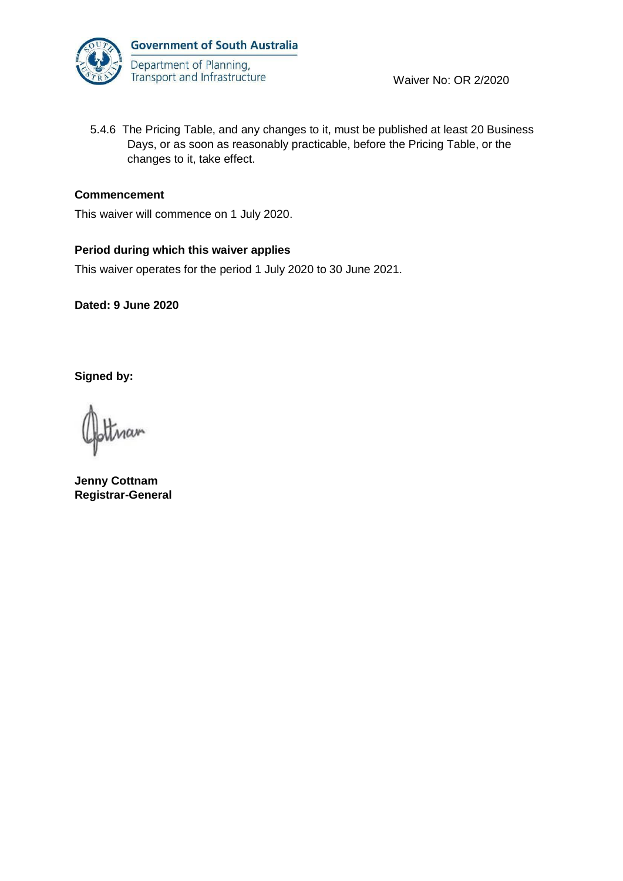5.4.6 The Pricing Table, and any changes to it, must be published at least 20 Business Days, or as soon as reasonably practicable, before the Pricing Table, or the changes to it, take effect.

**Commencement**

This waiver will commence on 1 July 2020.

**Period during which this waiver applies**

This waiver operates for the period 1 July 2020 to 30 June 2021.

**Dated: 9 June 2020**

**Signed by:**

**Jenny Cottnam**
**Registrar-General**